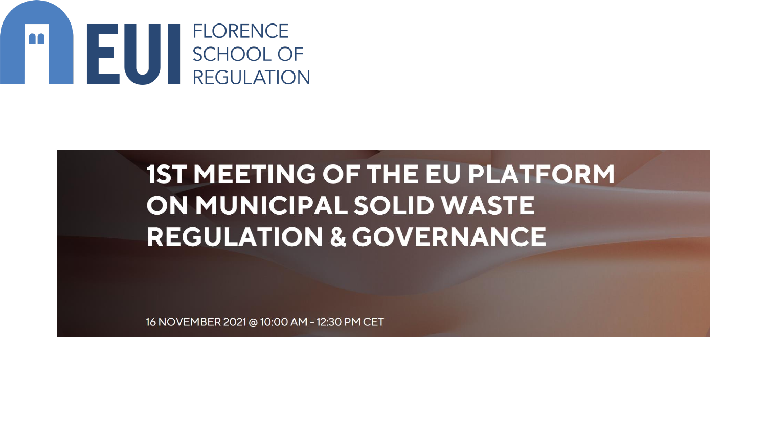EUI FLORENCE SCHOOL OF REGULATION

# 1ST MEETING OF THE EU PLATFORM ON MUNICIPAL SOLID WASTE REGULATION & GOVERNANCE

16 NOVEMBER 2021 @ 10:00 AM – 12:30 PM CET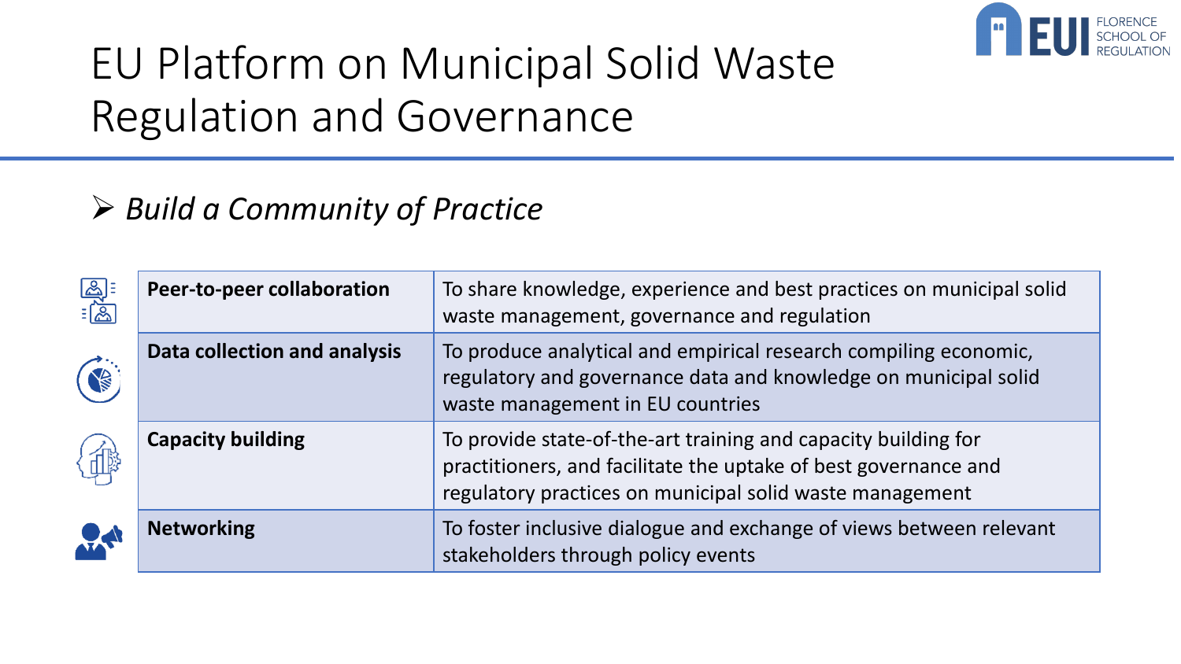# EU Platform on Municipal Solid Waste Regulation and Governance

- *Build a Community of Practice*

| | |
|---|---|
| **Peer-to-peer collaboration** | To share knowledge, experience and best practices on municipal solid waste management, governance and regulation |
| **Data collection and analysis** | To produce analytical and empirical research compiling economic, regulatory and governance data and knowledge on municipal solid waste management in EU countries |
| **Capacity building** | To provide state-of-the-art training and capacity building for practitioners, and facilitate the uptake of best governance and regulatory practices on municipal solid waste management |
| **Networking** | To foster inclusive dialogue and exchange of views between relevant stakeholders through policy events |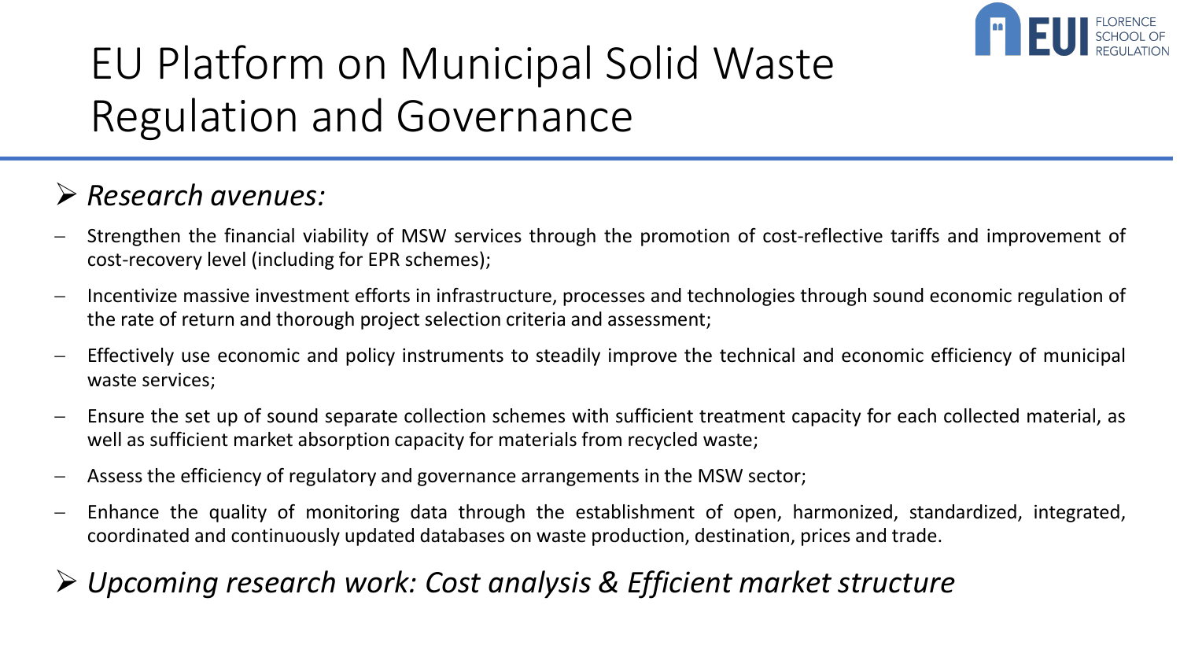# EU Platform on Municipal Solid Waste Regulation and Governance

## *Research avenues:*

- Strengthen the financial viability of MSW services through the promotion of cost-reflective tariffs and improvement of cost-recovery level (including for EPR schemes);
- Incentivize massive investment efforts in infrastructure, processes and technologies through sound economic regulation of the rate of return and thorough project selection criteria and assessment;
- Effectively use economic and policy instruments to steadily improve the technical and economic efficiency of municipal waste services;
- Ensure the set up of sound separate collection schemes with sufficient treatment capacity for each collected material, as well as sufficient market absorption capacity for materials from recycled waste;
- Assess the efficiency of regulatory and governance arrangements in the MSW sector;
- Enhance the quality of monitoring data through the establishment of open, harmonized, standardized, integrated, coordinated and continuously updated databases on waste production, destination, prices and trade.

## *Upcoming research work: Cost analysis & Efficient market structure*